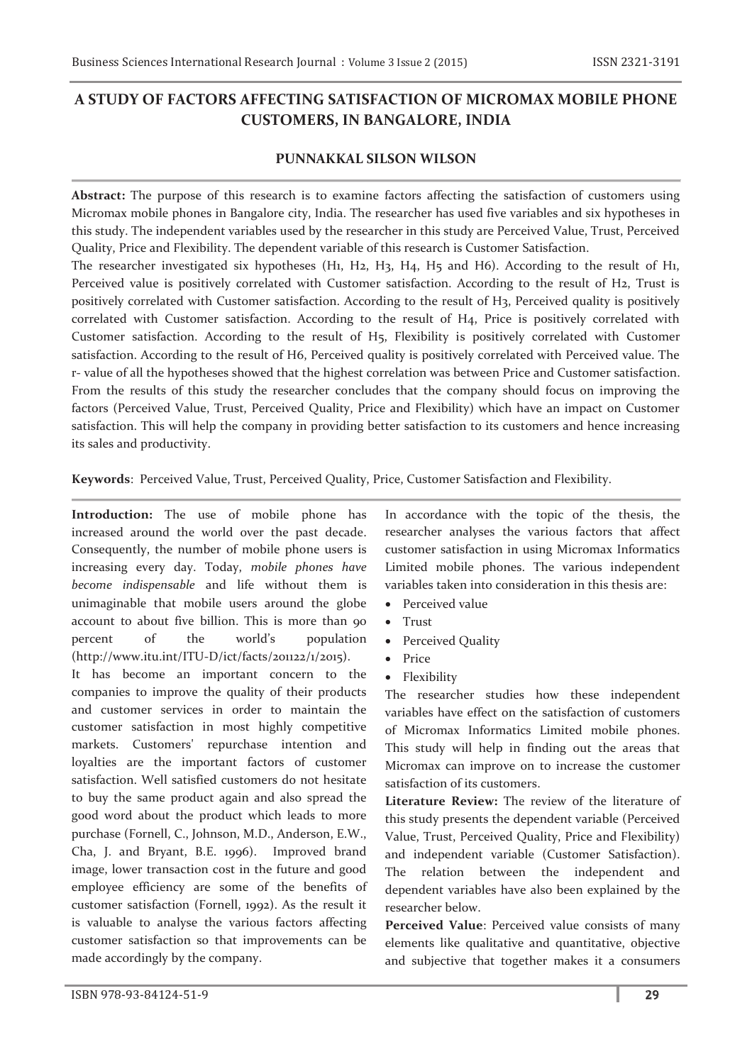# A STUDY OF FACTORS AFFECTING SATISFACTION OF MICROMAX MOBILE PHONE CUSTOMERS, IN BANGALORE, INDIA

**PUNNAKKAL SILSON WILSON**

**Abstract:** The purpose of this research is to examine factors affecting the satisfaction of customers using Micromax mobile phones in Bangalore city, India. The researcher has used five variables and six hypotheses in this study. The independent variables used by the researcher in this study are Perceived Value, Trust, Perceived Quality, Price and Flexibility. The dependent variable of this research is Customer Satisfaction.

The researcher investigated six hypotheses (H1, H2, H3, H4, H5 and H6). According to the result of H1, Perceived value is positively correlated with Customer satisfaction. According to the result of H2, Trust is positively correlated with Customer satisfaction. According to the result of H3, Perceived quality is positively correlated with Customer satisfaction. According to the result of H4, Price is positively correlated with Customer satisfaction. According to the result of H5, Flexibility is positively correlated with Customer satisfaction. According to the result of H6, Perceived quality is positively correlated with Perceived value. The r- value of all the hypotheses showed that the highest correlation was between Price and Customer satisfaction. From the results of this study the researcher concludes that the company should focus on improving the factors (Perceived Value, Trust, Perceived Quality, Price and Flexibility) which have an impact on Customer satisfaction. This will help the company in providing better satisfaction to its customers and hence increasing its sales and productivity.

**Keywords**: Perceived Value, Trust, Perceived Quality, Price, Customer Satisfaction and Flexibility.

**Introduction:** The use of mobile phone has increased around the world over the past decade. Consequently, the number of mobile phone users is increasing every day. Today, *mobile phones have become indispensable* and life without them is unimaginable that mobile users around the globe account to about five billion. This is more than 90 percent of the world's population (http://www.itu.int/ITU-D/ict/facts/201122/1/2015).

It has become an important concern to the companies to improve the quality of their products and customer services in order to maintain the customer satisfaction in most highly competitive markets. Customers' repurchase intention and loyalties are the important factors of customer satisfaction. Well satisfied customers do not hesitate to buy the same product again and also spread the good word about the product which leads to more purchase (Fornell, C., Johnson, M.D., Anderson, E.W., Cha, J. and Bryant, B.E. 1996). Improved brand image, lower transaction cost in the future and good employee efficiency are some of the benefits of customer satisfaction (Fornell, 1992). As the result it is valuable to analyse the various factors affecting customer satisfaction so that improvements can be made accordingly by the company.

In accordance with the topic of the thesis, the researcher analyses the various factors that affect customer satisfaction in using Micromax Informatics Limited mobile phones. The various independent variables taken into consideration in this thesis are:

- Perceived value
- Trust
- Perceived Quality
- Price
- Flexibility

The researcher studies how these independent variables have effect on the satisfaction of customers of Micromax Informatics Limited mobile phones. This study will help in finding out the areas that Micromax can improve on to increase the customer satisfaction of its customers.

**Literature Review:** The review of the literature of this study presents the dependent variable (Perceived Value, Trust, Perceived Quality, Price and Flexibility) and independent variable (Customer Satisfaction). The relation between the independent and dependent variables have also been explained by the researcher below.

**Perceived Value**: Perceived value consists of many elements like qualitative and quantitative, objective and subjective that together makes it a consumers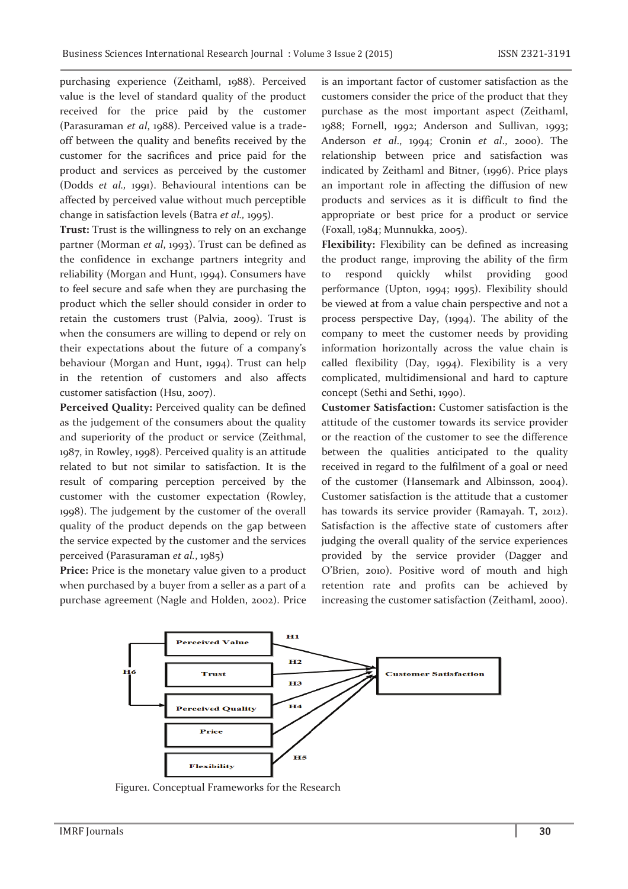purchasing experience (Zeithaml, 1988). Perceived value is the level of standard quality of the product received for the price paid by the customer (Parasuraman *et al*, 1988). Perceived value is a trade-off between the quality and benefits received by the customer for the sacrifices and price paid for the product and services as perceived by the customer (Dodds *et al.,* 1991). Behavioural intentions can be affected by perceived value without much perceptible change in satisfaction levels (Batra *et al.,* 1995).

**Trust:** Trust is the willingness to rely on an exchange partner (Morman *et al*, 1993). Trust can be defined as the confidence in exchange partners integrity and reliability (Morgan and Hunt, 1994). Consumers have to feel secure and safe when they are purchasing the product which the seller should consider in order to retain the customers trust (Palvia, 2009). Trust is when the consumers are willing to depend or rely on their expectations about the future of a company's behaviour (Morgan and Hunt, 1994). Trust can help in the retention of customers and also affects customer satisfaction (Hsu, 2007).

**Perceived Quality:** Perceived quality can be defined as the judgement of the consumers about the quality and superiority of the product or service (Zeithmal, 1987, in Rowley, 1998). Perceived quality is an attitude related to but not similar to satisfaction. It is the result of comparing perception perceived by the customer with the customer expectation (Rowley, 1998). The judgement by the customer of the overall quality of the product depends on the gap between the service expected by the customer and the services perceived (Parasuraman *et al.*, 1985)

**Price:** Price is the monetary value given to a product when purchased by a buyer from a seller as a part of a purchase agreement (Nagle and Holden, 2002). Price is an important factor of customer satisfaction as the customers consider the price of the product that they purchase as the most important aspect (Zeithaml, 1988; Fornell, 1992; Anderson and Sullivan, 1993; Anderson *et al*., 1994; Cronin *et al*., 2000). The relationship between price and satisfaction was indicated by Zeithaml and Bitner, (1996). Price plays an important role in affecting the diffusion of new products and services as it is difficult to find the appropriate or best price for a product or service (Foxall, 1984; Munnukka, 2005).

**Flexibility:** Flexibility can be defined as increasing the product range, improving the ability of the firm to respond quickly whilst providing good performance (Upton, 1994; 1995). Flexibility should be viewed at from a value chain perspective and not a process perspective Day, (1994). The ability of the company to meet the customer needs by providing information horizontally across the value chain is called flexibility (Day, 1994). Flexibility is a very complicated, multidimensional and hard to capture concept (Sethi and Sethi, 1990).

**Customer Satisfaction:** Customer satisfaction is the attitude of the customer towards its service provider or the reaction of the customer to see the difference between the qualities anticipated to the quality received in regard to the fulfilment of a goal or need of the customer (Hansemark and Albinsson, 2004). Customer satisfaction is the attitude that a customer has towards its service provider (Ramayah. T, 2012). Satisfaction is the affective state of customers after judging the overall quality of the service experiences provided by the service provider (Dagger and O'Brien, 2010). Positive word of mouth and high retention rate and profits can be achieved by increasing the customer satisfaction (Zeithaml, 2000).

Perceived Value, Trust, Perceived Quality, Price, Flexibility → Customer Satisfaction (H1, H2, H3, H4, H5); Perceived Value → Perceived Quality (H6)

Figure1. Conceptual Frameworks for the Research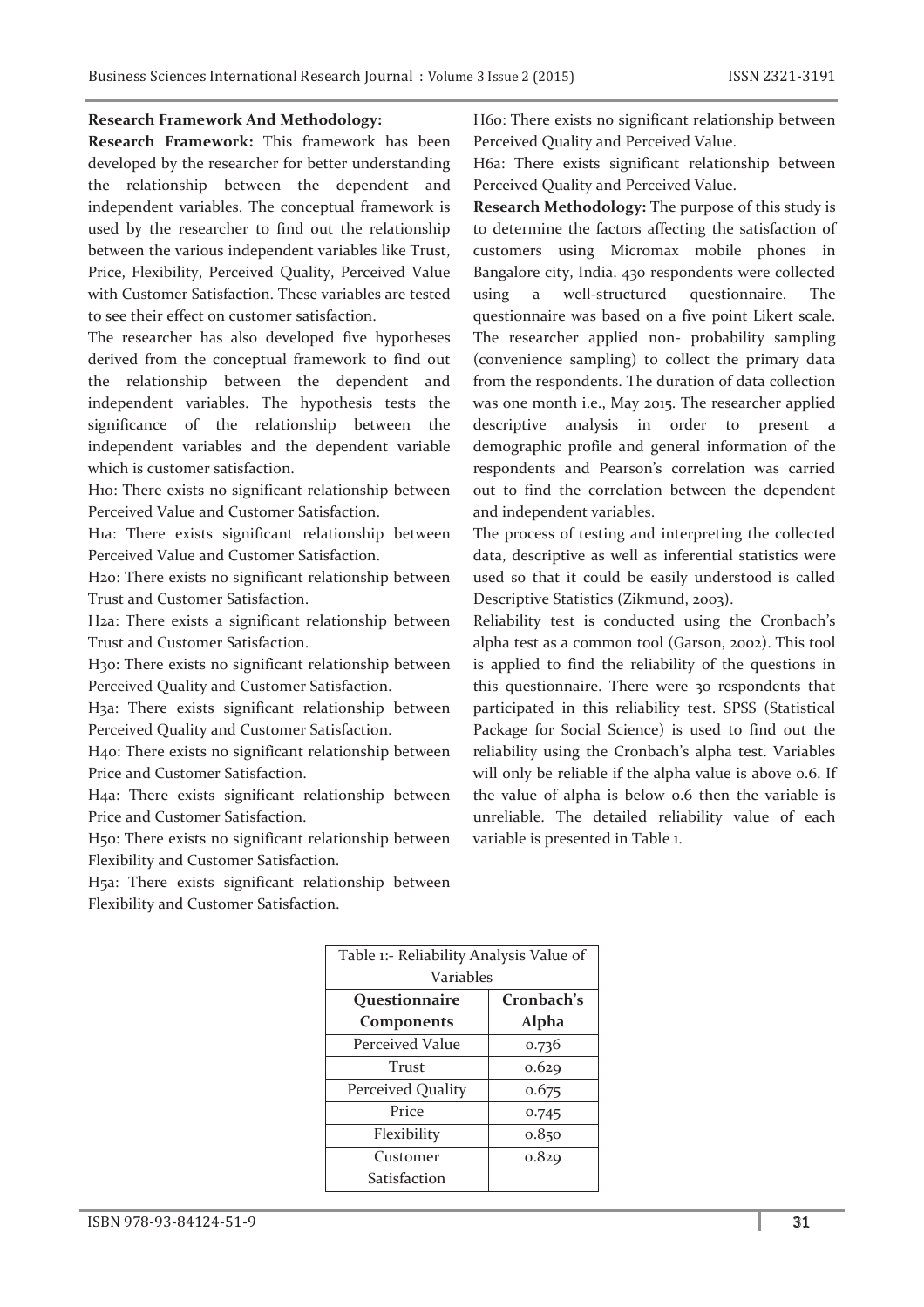**Research Framework And Methodology:**

**Research Framework:** This framework has been developed by the researcher for better understanding the relationship between the dependent and independent variables. The conceptual framework is used by the researcher to find out the relationship between the various independent variables like Trust, Price, Flexibility, Perceived Quality, Perceived Value with Customer Satisfaction. These variables are tested to see their effect on customer satisfaction.

The researcher has also developed five hypotheses derived from the conceptual framework to find out the relationship between the dependent and independent variables. The hypothesis tests the significance of the relationship between the independent variables and the dependent variable which is customer satisfaction.

H1o: There exists no significant relationship between Perceived Value and Customer Satisfaction.

H1a: There exists significant relationship between Perceived Value and Customer Satisfaction.

H2o: There exists no significant relationship between Trust and Customer Satisfaction.

H2a: There exists a significant relationship between Trust and Customer Satisfaction.

H3o: There exists no significant relationship between Perceived Quality and Customer Satisfaction.

H3a: There exists significant relationship between Perceived Quality and Customer Satisfaction.

H4o: There exists no significant relationship between Price and Customer Satisfaction.

H4a: There exists significant relationship between Price and Customer Satisfaction.

H5o: There exists no significant relationship between Flexibility and Customer Satisfaction.

H5a: There exists significant relationship between Flexibility and Customer Satisfaction.

H6o: There exists no significant relationship between Perceived Quality and Perceived Value.

H6a: There exists significant relationship between Perceived Quality and Perceived Value.

**Research Methodology:** The purpose of this study is to determine the factors affecting the satisfaction of customers using Micromax mobile phones in Bangalore city, India. 430 respondents were collected using a well-structured questionnaire. The questionnaire was based on a five point Likert scale. The researcher applied non- probability sampling (convenience sampling) to collect the primary data from the respondents. The duration of data collection was one month i.e., May 2015. The researcher applied descriptive analysis in order to present a demographic profile and general information of the respondents and Pearson's correlation was carried out to find the correlation between the dependent and independent variables.

The process of testing and interpreting the collected data, descriptive as well as inferential statistics were used so that it could be easily understood is called Descriptive Statistics (Zikmund, 2003).

Reliability test is conducted using the Cronbach's alpha test as a common tool (Garson, 2002). This tool is applied to find the reliability of the questions in this questionnaire. There were 30 respondents that participated in this reliability test. SPSS (Statistical Package for Social Science) is used to find out the reliability using the Cronbach's alpha test. Variables will only be reliable if the alpha value is above 0.6. If the value of alpha is below 0.6 then the variable is unreliable. The detailed reliability value of each variable is presented in Table 1.

Table 1:- Reliability Analysis Value of Variables

| Questionnaire Components | Cronbach's Alpha |
|---|---|
| Perceived Value | 0.736 |
| Trust | 0.629 |
| Perceived Quality | 0.675 |
| Price | 0.745 |
| Flexibility | 0.850 |
| Customer Satisfaction | 0.829 |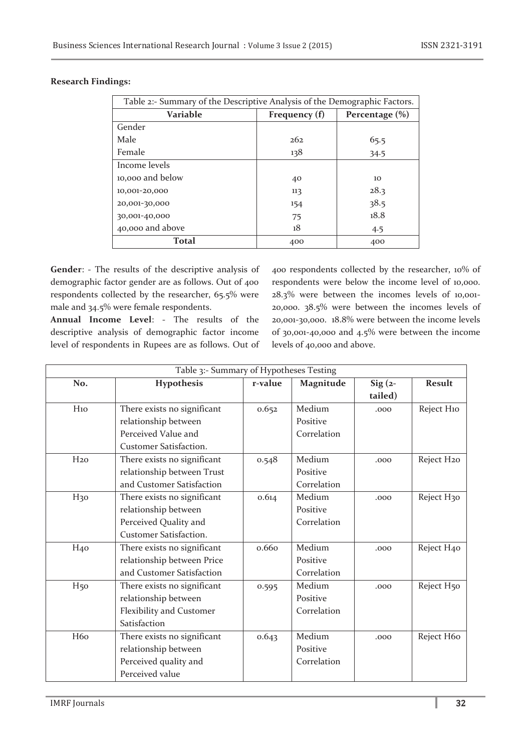**Research Findings:**

| Table 2:- Summary of the Descriptive Analysis of the Demographic Factors. | | |
|---|---|---|
| **Variable** | **Frequency (f)** | **Percentage (%)** |
| Gender | | |
| Male | 262 | 65.5 |
| Female | 138 | 34.5 |
| Income levels | | |
| 10,000 and below | 40 | 10 |
| 10,001-20,000 | 113 | 28.3 |
| 20,001-30,000 | 154 | 38.5 |
| 30,001-40,000 | 75 | 18.8 |
| 40,000 and above | 18 | 4.5 |
| **Total** | 400 | 400 |

**Gender**: - The results of the descriptive analysis of demographic factor gender are as follows. Out of 400 respondents collected by the researcher, 65.5% were male and 34.5% were female respondents.

**Annual Income Level**: - The results of the descriptive analysis of demographic factor income level of respondents in Rupees are as follows. Out of 400 respondents collected by the researcher, 10% of respondents were below the income level of 10,000. 28.3% were between the incomes levels of 10,001-20,000. 38.5% were between the incomes levels of 20,001-30,000. 18.8% were between the income levels of 30,001-40,000 and 4.5% were between the income levels of 40,000 and above.

| Table 3:- Summary of Hypotheses Testing | | | | | |
|---|---|---|---|---|---|
| **No.** | **Hypothesis** | **r-value** | **Magnitude** | **Sig (2-tailed)** | **Result** |
| H1o | There exists no significant relationship between Perceived Value and Customer Satisfaction. | 0.652 | Medium Positive Correlation | .000 | Reject H1o |
| H2o | There exists no significant relationship between Trust and Customer Satisfaction | 0.548 | Medium Positive Correlation | .000 | Reject H2o |
| H3o | There exists no significant relationship between Perceived Quality and Customer Satisfaction. | 0.614 | Medium Positive Correlation | .000 | Reject H3o |
| H4o | There exists no significant relationship between Price and Customer Satisfaction | 0.660 | Medium Positive Correlation | .000 | Reject H4o |
| H5o | There exists no significant relationship between Flexibility and Customer Satisfaction | 0.595 | Medium Positive Correlation | .000 | Reject H5o |
| H6o | There exists no significant relationship between Perceived quality and Perceived value | 0.643 | Medium Positive Correlation | .000 | Reject H6o |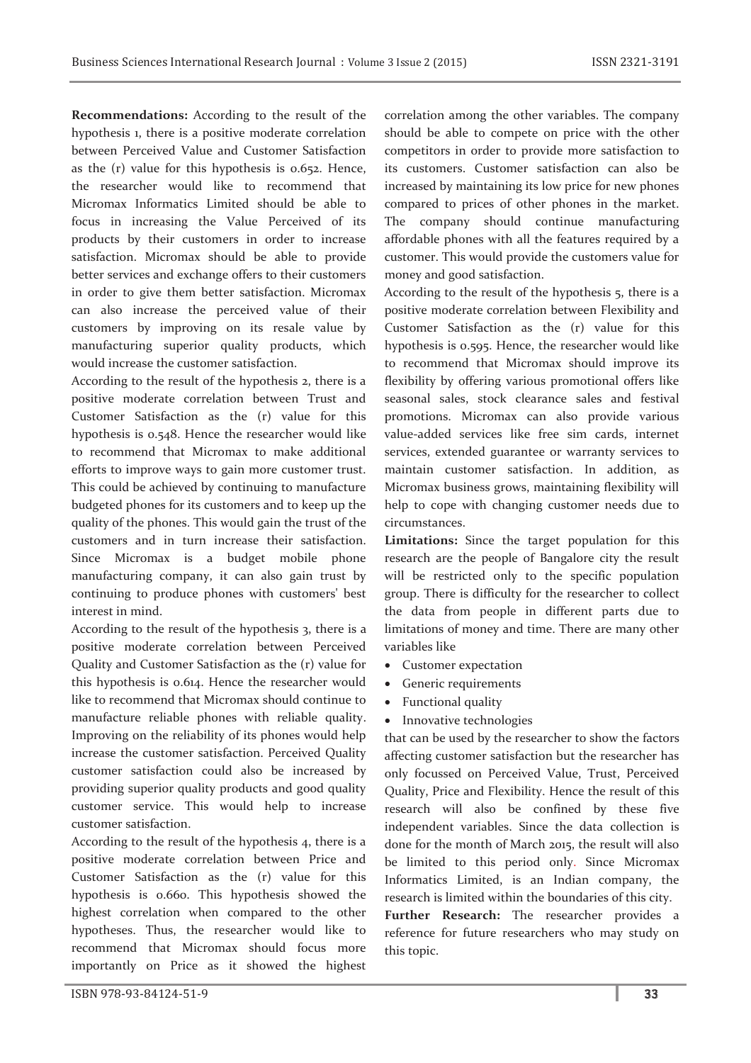**Recommendations:** According to the result of the hypothesis 1, there is a positive moderate correlation between Perceived Value and Customer Satisfaction as the (r) value for this hypothesis is 0.652. Hence, the researcher would like to recommend that Micromax Informatics Limited should be able to focus in increasing the Value Perceived of its products by their customers in order to increase satisfaction. Micromax should be able to provide better services and exchange offers to their customers in order to give them better satisfaction. Micromax can also increase the perceived value of their customers by improving on its resale value by manufacturing superior quality products, which would increase the customer satisfaction.

According to the result of the hypothesis 2, there is a positive moderate correlation between Trust and Customer Satisfaction as the (r) value for this hypothesis is 0.548. Hence the researcher would like to recommend that Micromax to make additional efforts to improve ways to gain more customer trust. This could be achieved by continuing to manufacture budgeted phones for its customers and to keep up the quality of the phones. This would gain the trust of the customers and in turn increase their satisfaction. Since Micromax is a budget mobile phone manufacturing company, it can also gain trust by continuing to produce phones with customers' best interest in mind.

According to the result of the hypothesis 3, there is a positive moderate correlation between Perceived Quality and Customer Satisfaction as the (r) value for this hypothesis is 0.614. Hence the researcher would like to recommend that Micromax should continue to manufacture reliable phones with reliable quality. Improving on the reliability of its phones would help increase the customer satisfaction. Perceived Quality customer satisfaction could also be increased by providing superior quality products and good quality customer service. This would help to increase customer satisfaction.

According to the result of the hypothesis 4, there is a positive moderate correlation between Price and Customer Satisfaction as the (r) value for this hypothesis is 0.660. This hypothesis showed the highest correlation when compared to the other hypotheses. Thus, the researcher would like to recommend that Micromax should focus more importantly on Price as it showed the highest correlation among the other variables. The company should be able to compete on price with the other competitors in order to provide more satisfaction to its customers. Customer satisfaction can also be increased by maintaining its low price for new phones compared to prices of other phones in the market. The company should continue manufacturing affordable phones with all the features required by a customer. This would provide the customers value for money and good satisfaction.

According to the result of the hypothesis 5, there is a positive moderate correlation between Flexibility and Customer Satisfaction as the (r) value for this hypothesis is 0.595. Hence, the researcher would like to recommend that Micromax should improve its flexibility by offering various promotional offers like seasonal sales, stock clearance sales and festival promotions. Micromax can also provide various value-added services like free sim cards, internet services, extended guarantee or warranty services to maintain customer satisfaction. In addition, as Micromax business grows, maintaining flexibility will help to cope with changing customer needs due to circumstances.

**Limitations:** Since the target population for this research are the people of Bangalore city the result will be restricted only to the specific population group. There is difficulty for the researcher to collect the data from people in different parts due to limitations of money and time. There are many other variables like

- Customer expectation
- Generic requirements
- Functional quality
- Innovative technologies

that can be used by the researcher to show the factors affecting customer satisfaction but the researcher has only focussed on Perceived Value, Trust, Perceived Quality, Price and Flexibility. Hence the result of this research will also be confined by these five independent variables. Since the data collection is done for the month of March 2015, the result will also be limited to this period only. Since Micromax Informatics Limited, is an Indian company, the research is limited within the boundaries of this city.

**Further Research:** The researcher provides a reference for future researchers who may study on this topic.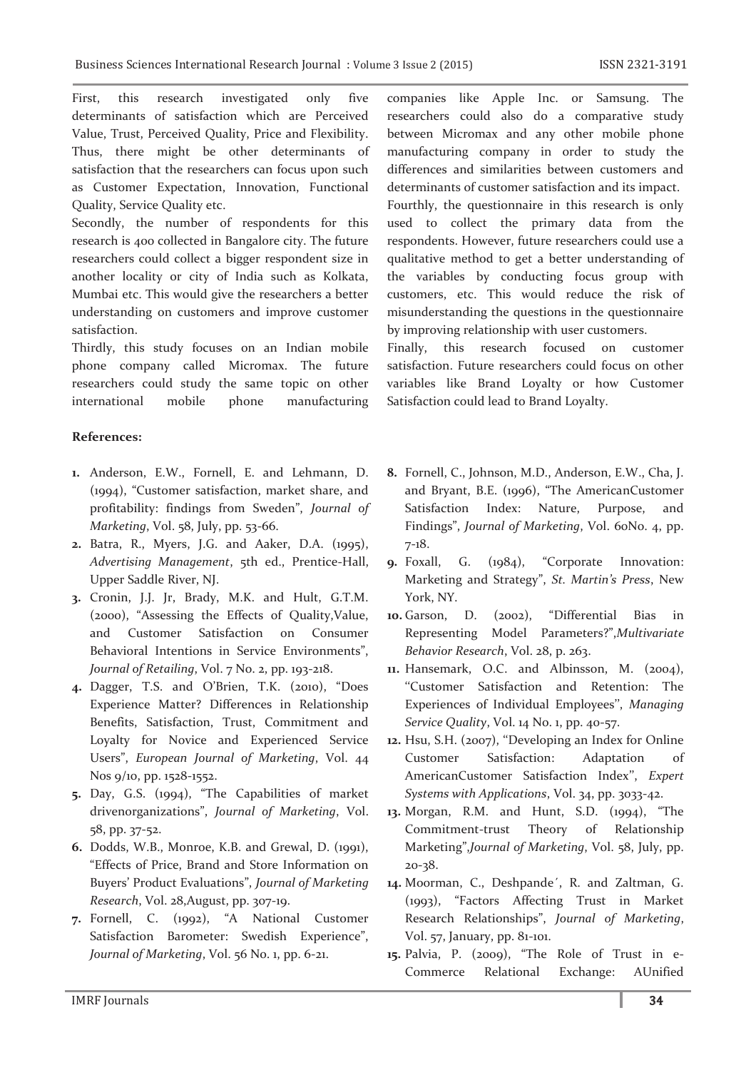First, this research investigated only five determinants of satisfaction which are Perceived Value, Trust, Perceived Quality, Price and Flexibility. Thus, there might be other determinants of satisfaction that the researchers can focus upon such as Customer Expectation, Innovation, Functional Quality, Service Quality etc.

Secondly, the number of respondents for this research is 400 collected in Bangalore city. The future researchers could collect a bigger respondent size in another locality or city of India such as Kolkata, Mumbai etc. This would give the researchers a better understanding on customers and improve customer satisfaction.

Thirdly, this study focuses on an Indian mobile phone company called Micromax. The future researchers could study the same topic on other international mobile phone manufacturing companies like Apple Inc. or Samsung. The researchers could also do a comparative study between Micromax and any other mobile phone manufacturing company in order to study the differences and similarities between customers and determinants of customer satisfaction and its impact.

Fourthly, the questionnaire in this research is only used to collect the primary data from the respondents. However, future researchers could use a qualitative method to get a better understanding of the variables by conducting focus group with customers, etc. This would reduce the risk of misunderstanding the questions in the questionnaire by improving relationship with user customers.

Finally, this research focused on customer satisfaction. Future researchers could focus on other variables like Brand Loyalty or how Customer Satisfaction could lead to Brand Loyalty.

**References:**

1. Anderson, E.W., Fornell, E. and Lehmann, D. (1994), "Customer satisfaction, market share, and profitability: findings from Sweden", *Journal of Marketing*, Vol. 58, July, pp. 53-66.
2. Batra, R., Myers, J.G. and Aaker, D.A. (1995), *Advertising Management*, 5th ed., Prentice-Hall, Upper Saddle River, NJ.
3. Cronin, J.J. Jr, Brady, M.K. and Hult, G.T.M. (2000), "Assessing the Effects of Quality,Value, and Customer Satisfaction on Consumer Behavioral Intentions in Service Environments", *Journal of Retailing*, Vol. 7 No. 2, pp. 193-218.
4. Dagger, T.S. and O'Brien, T.K. (2010), "Does Experience Matter? Differences in Relationship Benefits, Satisfaction, Trust, Commitment and Loyalty for Novice and Experienced Service Users", *European Journal of Marketing*, Vol. 44 Nos 9/10, pp. 1528-1552.
5. Day, G.S. (1994), "The Capabilities of market drivenorganizations", *Journal of Marketing*, Vol. 58, pp. 37-52.
6. Dodds, W.B., Monroe, K.B. and Grewal, D. (1991), "Effects of Price, Brand and Store Information on Buyers' Product Evaluations", *Journal of Marketing Research*, Vol. 28,August, pp. 307-19.
7. Fornell, C. (1992), "A National Customer Satisfaction Barometer: Swedish Experience", *Journal of Marketing*, Vol. 56 No. 1, pp. 6-21.
8. Fornell, C., Johnson, M.D., Anderson, E.W., Cha, J. and Bryant, B.E. (1996), "The AmericanCustomer Satisfaction Index: Nature, Purpose, and Findings", *Journal of Marketing*, Vol. 60No. 4, pp. 7-18.
9. Foxall, G. (1984), "Corporate Innovation: Marketing and Strategy", *St. Martin's Press*, New York, NY.
10. Garson, D. (2002), "Differential Bias in Representing Model Parameters?",*Multivariate Behavior Research*, Vol. 28, p. 263.
11. Hansemark, O.C. and Albinsson, M. (2004), "Customer Satisfaction and Retention: The Experiences of Individual Employees", *Managing Service Quality*, Vol. 14 No. 1, pp. 40-57.
12. Hsu, S.H. (2007), "Developing an Index for Online Customer Satisfaction: Adaptation of AmericanCustomer Satisfaction Index", *Expert Systems with Applications*, Vol. 34, pp. 3033-42.
13. Morgan, R.M. and Hunt, S.D. (1994), "The Commitment-trust Theory of Relationship Marketing",*Journal of Marketing*, Vol. 58, July, pp. 20-38.
14. Moorman, C., Deshpande´, R. and Zaltman, G. (1993), "Factors Affecting Trust in Market Research Relationships", *Journal of Marketing*, Vol. 57, January, pp. 81-101.
15. Palvia, P. (2009), "The Role of Trust in e-Commerce Relational Exchange: AUnified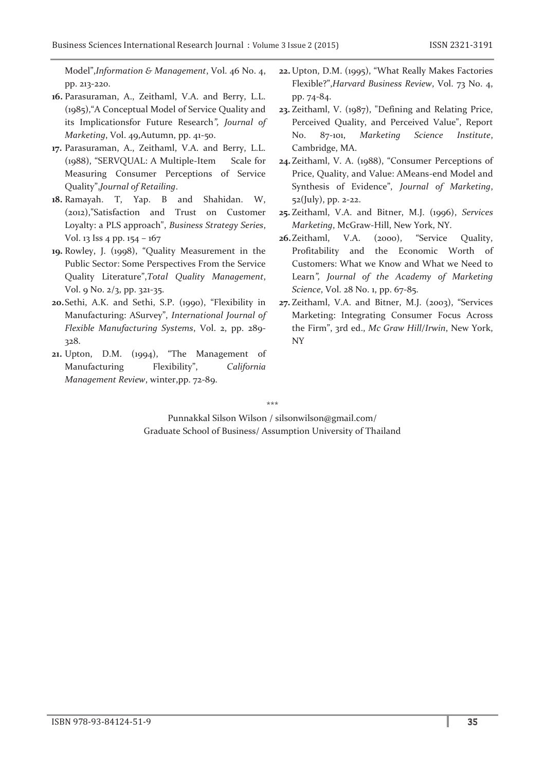Model",*Information & Management*, Vol. 46 No. 4, pp. 213-220.

**16.** Parasuraman, A., Zeithaml, V.A. and Berry, L.L. (1985),"A Conceptual Model of Service Quality and its Implicationsfor Future Research*", Journal of Marketing*, Vol. 49,Autumn, pp. 41-50.

**17.** Parasuraman, A., Zeithaml, V.A. and Berry, L.L. (1988), "SERVQUAL: A Multiple-Item Scale for Measuring Consumer Perceptions of Service Quality",*Journal of Retailing*.

**18.** Ramayah. T, Yap. B and Shahidan. W, (2012),"Satisfaction and Trust on Customer Loyalty: a PLS approach", *Business Strategy Series*, Vol. 13 Iss 4 pp. 154 – 167

**19.** Rowley, J. (1998), "Quality Measurement in the Public Sector: Some Perspectives From the Service Quality Literature",*Total Quality Management*, Vol. 9 No. 2/3, pp. 321-35.

**20.** Sethi, A.K. and Sethi, S.P. (1990), "Flexibility in Manufacturing: ASurvey", *International Journal of Flexible Manufacturing Systems*, Vol. 2, pp. 289-328.

**21.** Upton, D.M. (1994), "The Management of Manufacturing Flexibility", *California Management Review*, winter,pp. 72-89.

**22.** Upton, D.M. (1995), "What Really Makes Factories Flexible?",*Harvard Business Review*, Vol. 73 No. 4, pp. 74-84.

**23.** Zeithaml, V. (1987), "Defining and Relating Price, Perceived Quality, and Perceived Value", Report No. 87-101, *Marketing Science Institute*, Cambridge, MA.

**24.** Zeithaml, V. A. (1988), "Consumer Perceptions of Price, Quality, and Value: AMeans-end Model and Synthesis of Evidence", *Journal of Marketing*, 52(July), pp. 2-22.

**25.** Zeithaml, V.A. and Bitner, M.J. (1996), *Services Marketing*, McGraw-Hill, New York, NY.

**26.** Zeithaml, V.A. (2000), "Service Quality, Profitability and the Economic Worth of Customers: What we Know and What we Need to Learn*", Journal of the Academy of Marketing Science*, Vol. 28 No. 1, pp. 67-85.

**27.** Zeithaml, V.A. and Bitner, M.J. (2003), "Services Marketing: Integrating Consumer Focus Across the Firm", 3rd ed., *Mc Graw Hill/Irwin*, New York, NY

\*\*\*

Punnakkal Silson Wilson / silsonwilson@gmail.com/
Graduate School of Business/ Assumption University of Thailand